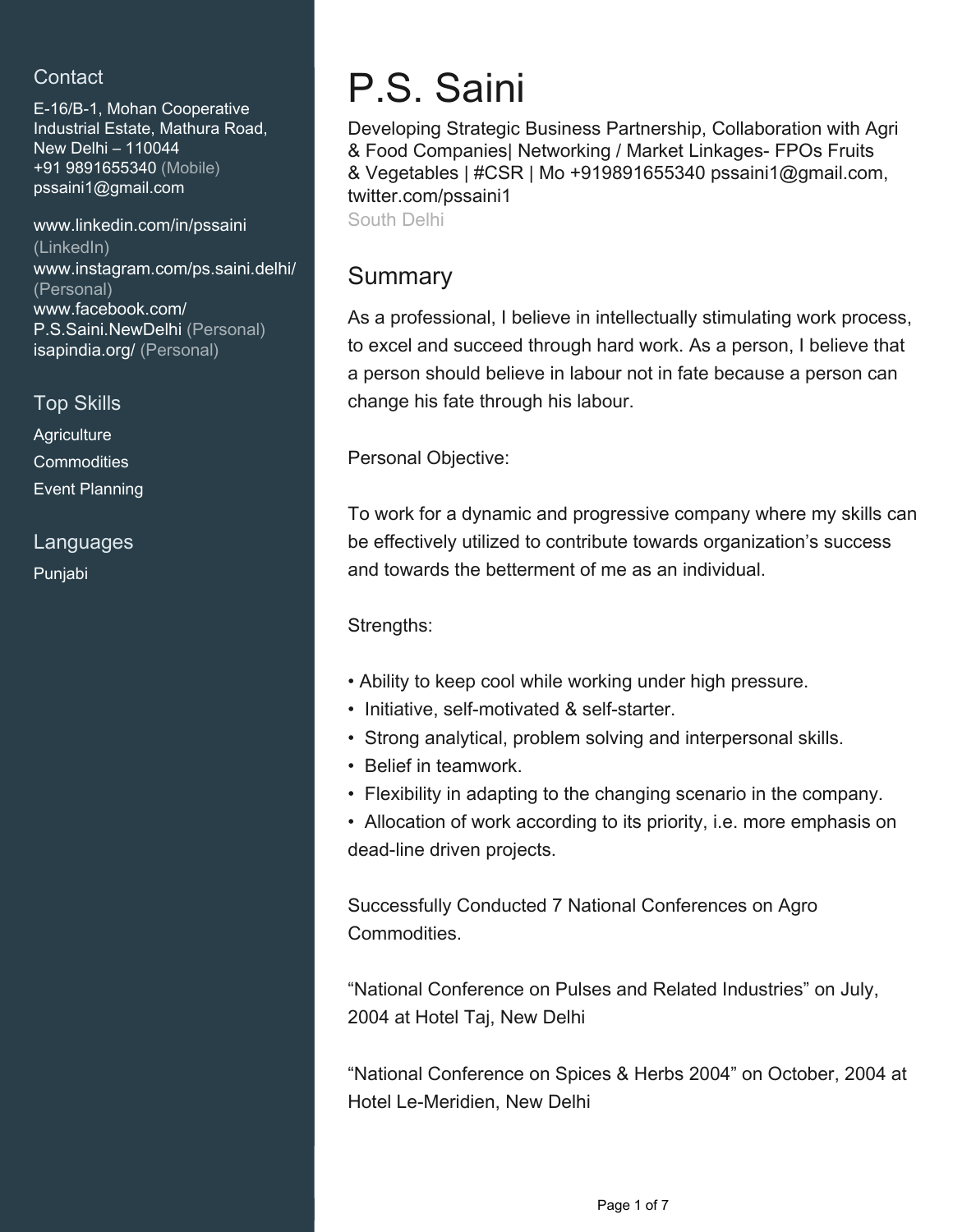## Contact

E-16/B-1, Mohan Cooperative Industrial Estate, Mathura Road, New Delhi – 110044
+91 9891655340 (Mobile)
pssaini1@gmail.com

www.linkedin.com/in/pssaini (LinkedIn)
www.instagram.com/ps.saini.delhi/ (Personal)
www.facebook.com/P.S.Saini.NewDelhi (Personal)
isapindia.org/ (Personal)

## Top Skills

Agriculture
Commodities
Event Planning

## Languages

Punjabi

# P.S. Saini

Developing Strategic Business Partnership, Collaboration with Agri & Food Companies| Networking / Market Linkages- FPOs Fruits & Vegetables | #CSR | Mo +919891655340 pssaini1@gmail.com, twitter.com/pssaini1

South Delhi

## Summary

As a professional, I believe in intellectually stimulating work process, to excel and succeed through hard work. As a person, I believe that a person should believe in labour not in fate because a person can change his fate through his labour.

Personal Objective:

To work for a dynamic and progressive company where my skills can be effectively utilized to contribute towards organization's success and towards the betterment of me as an individual.

Strengths:

- Ability to keep cool while working under high pressure.
- Initiative, self-motivated & self-starter.
- Strong analytical, problem solving and interpersonal skills.
- Belief in teamwork.
- Flexibility in adapting to the changing scenario in the company.
- Allocation of work according to its priority, i.e. more emphasis on dead-line driven projects.

Successfully Conducted 7 National Conferences on Agro Commodities.

"National Conference on Pulses and Related Industries" on July, 2004 at Hotel Taj, New Delhi

"National Conference on Spices & Herbs 2004" on October, 2004 at Hotel Le-Meridien, New Delhi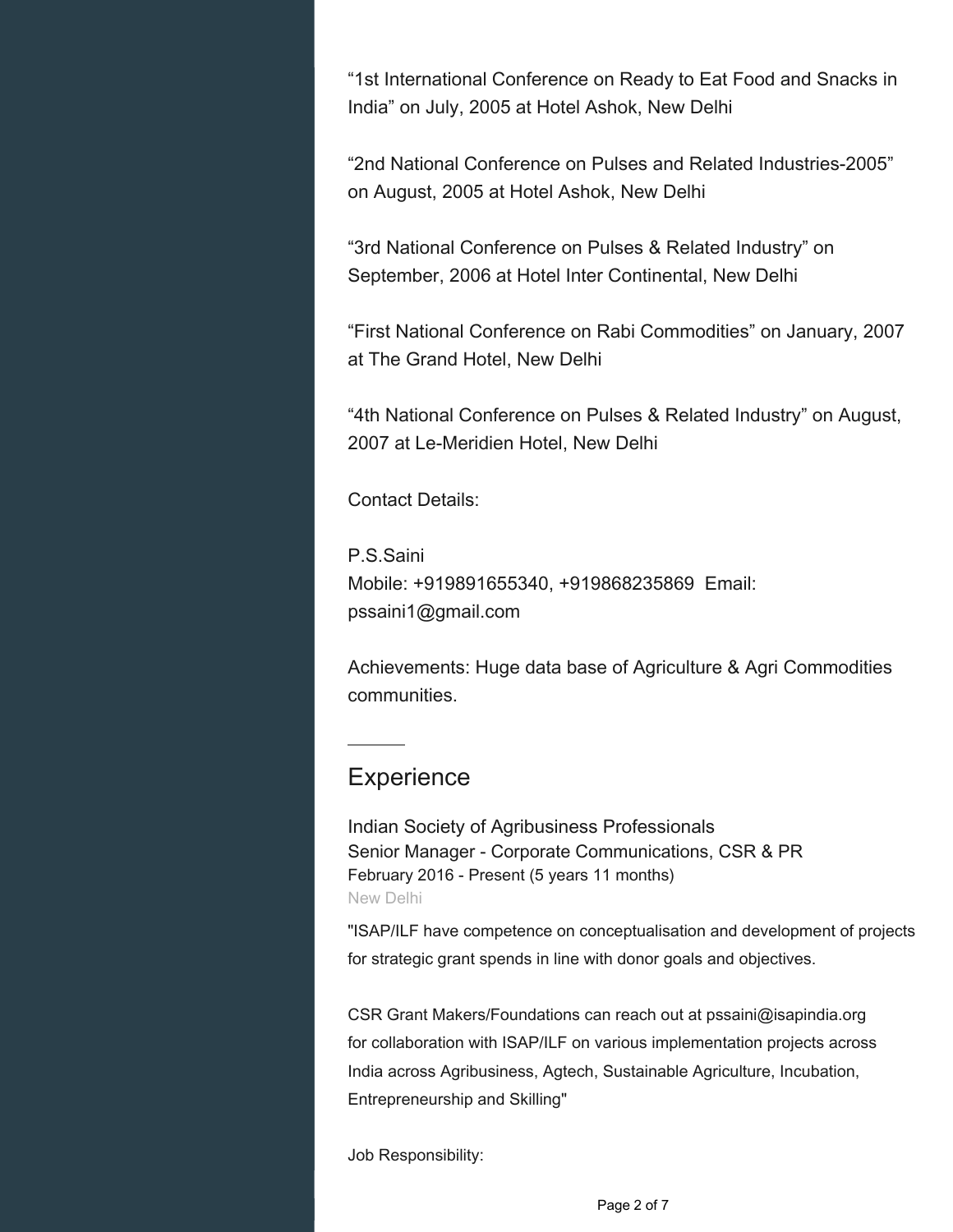“1st International Conference on Ready to Eat Food and Snacks in India” on July, 2005 at Hotel Ashok, New Delhi

“2nd National Conference on Pulses and Related Industries-2005” on August, 2005 at Hotel Ashok, New Delhi

“3rd National Conference on Pulses & Related Industry” on September, 2006 at Hotel Inter Continental, New Delhi

“First National Conference on Rabi Commodities” on January, 2007 at The Grand Hotel, New Delhi

“4th National Conference on Pulses & Related Industry” on August, 2007 at Le-Meridien Hotel, New Delhi

Contact Details:

P.S.Saini
Mobile: +919891655340, +919868235869 Email: pssaini1@gmail.com

Achievements: Huge data base of Agriculture & Agri Commodities communities.

## Experience

Indian Society of Agribusiness Professionals
Senior Manager - Corporate Communications, CSR & PR
February 2016 - Present (5 years 11 months)
New Delhi

"ISAP/ILF have competence on conceptualisation and development of projects for strategic grant spends in line with donor goals and objectives.

CSR Grant Makers/Foundations can reach out at pssaini@isapindia.org for collaboration with ISAP/ILF on various implementation projects across India across Agribusiness, Agtech, Sustainable Agriculture, Incubation, Entrepreneurship and Skilling"

Job Responsibility: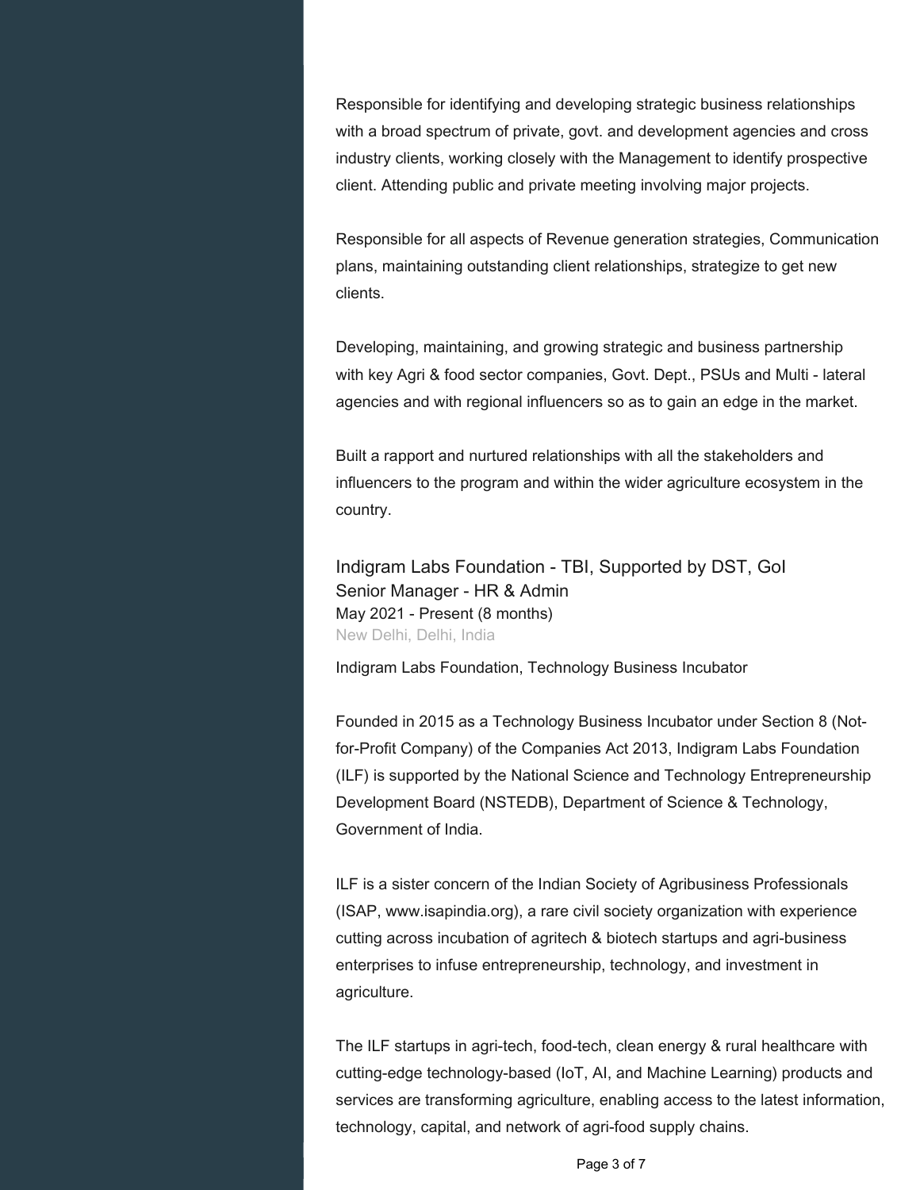Responsible for identifying and developing strategic business relationships with a broad spectrum of private, govt. and development agencies and cross industry clients, working closely with the Management to identify prospective client. Attending public and private meeting involving major projects.

Responsible for all aspects of Revenue generation strategies, Communication plans, maintaining outstanding client relationships, strategize to get new clients.

Developing, maintaining, and growing strategic and business partnership with key Agri & food sector companies, Govt. Dept., PSUs and Multi - lateral agencies and with regional influencers so as to gain an edge in the market.

Built a rapport and nurtured relationships with all the stakeholders and influencers to the program and within the wider agriculture ecosystem in the country.

### Indigram Labs Foundation - TBI, Supported by DST, GoI
Senior Manager - HR & Admin
May 2021 - Present (8 months)
New Delhi, Delhi, India

Indigram Labs Foundation, Technology Business Incubator

Founded in 2015 as a Technology Business Incubator under Section 8 (Not-for-Profit Company) of the Companies Act 2013, Indigram Labs Foundation (ILF) is supported by the National Science and Technology Entrepreneurship Development Board (NSTEDB), Department of Science & Technology, Government of India.

ILF is a sister concern of the Indian Society of Agribusiness Professionals (ISAP, www.isapindia.org), a rare civil society organization with experience cutting across incubation of agritech & biotech startups and agri-business enterprises to infuse entrepreneurship, technology, and investment in agriculture.

The ILF startups in agri-tech, food-tech, clean energy & rural healthcare with cutting-edge technology-based (IoT, AI, and Machine Learning) products and services are transforming agriculture, enabling access to the latest information, technology, capital, and network of agri-food supply chains.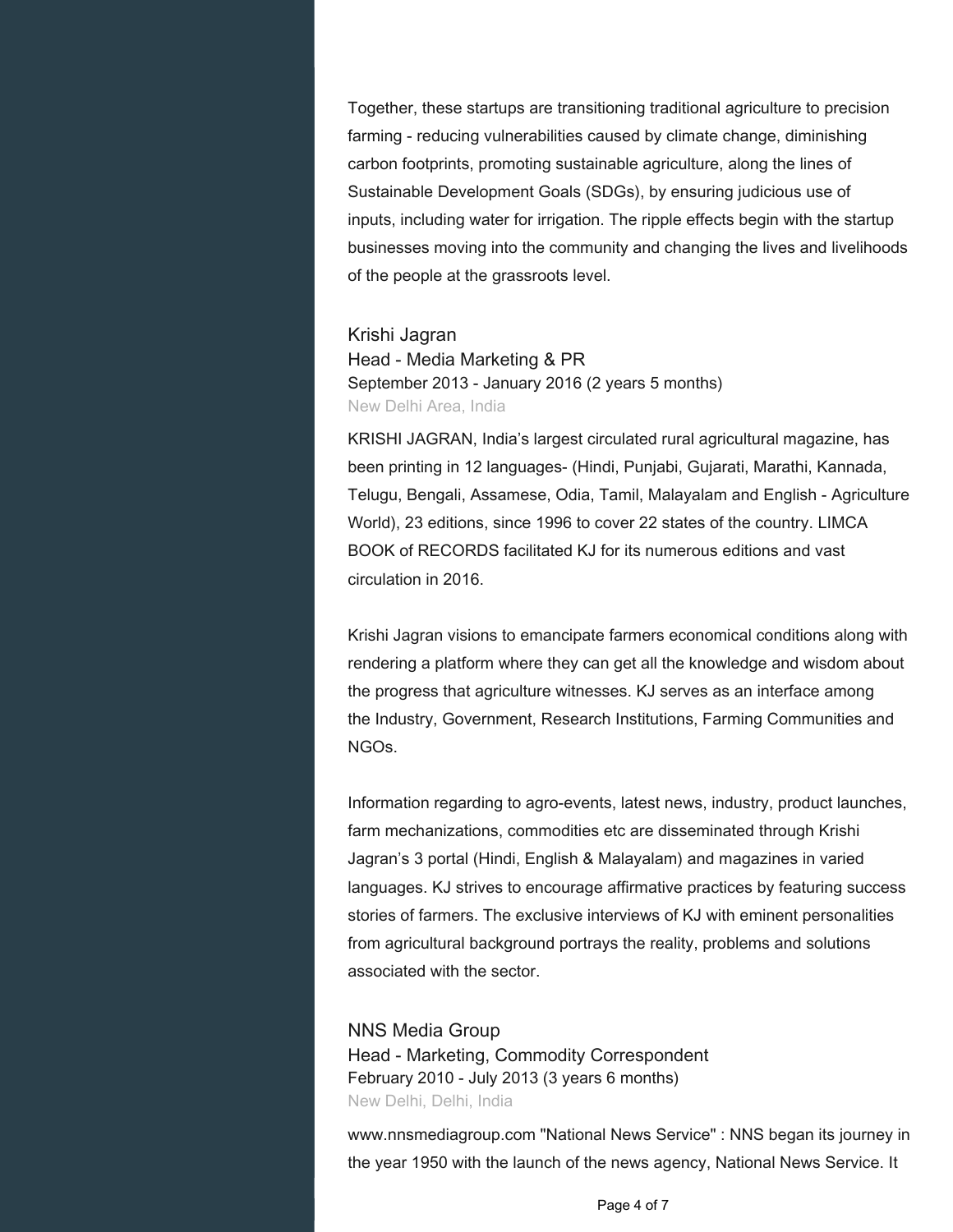Together, these startups are transitioning traditional agriculture to precision farming - reducing vulnerabilities caused by climate change, diminishing carbon footprints, promoting sustainable agriculture, along the lines of Sustainable Development Goals (SDGs), by ensuring judicious use of inputs, including water for irrigation. The ripple effects begin with the startup businesses moving into the community and changing the lives and livelihoods of the people at the grassroots level.

### Krishi Jagran
Head - Media Marketing & PR  
September 2013 - January 2016 (2 years 5 months)  
New Delhi Area, India

KRISHI JAGRAN, India's largest circulated rural agricultural magazine, has been printing in 12 languages- (Hindi, Punjabi, Gujarati, Marathi, Kannada, Telugu, Bengali, Assamese, Odia, Tamil, Malayalam and English - Agriculture World), 23 editions, since 1996 to cover 22 states of the country. LIMCA BOOK of RECORDS facilitated KJ for its numerous editions and vast circulation in 2016.

Krishi Jagran visions to emancipate farmers economical conditions along with rendering a platform where they can get all the knowledge and wisdom about the progress that agriculture witnesses. KJ serves as an interface among the Industry, Government, Research Institutions, Farming Communities and NGOs.

Information regarding to agro-events, latest news, industry, product launches, farm mechanizations, commodities etc are disseminated through Krishi Jagran's 3 portal (Hindi, English & Malayalam) and magazines in varied languages. KJ strives to encourage affirmative practices by featuring success stories of farmers. The exclusive interviews of KJ with eminent personalities from agricultural background portrays the reality, problems and solutions associated with the sector.

### NNS Media Group
Head - Marketing, Commodity Correspondent  
February 2010 - July 2013 (3 years 6 months)  
New Delhi, Delhi, India

www.nnsmediagroup.com "National News Service" : NNS began its journey in the year 1950 with the launch of the news agency, National News Service. It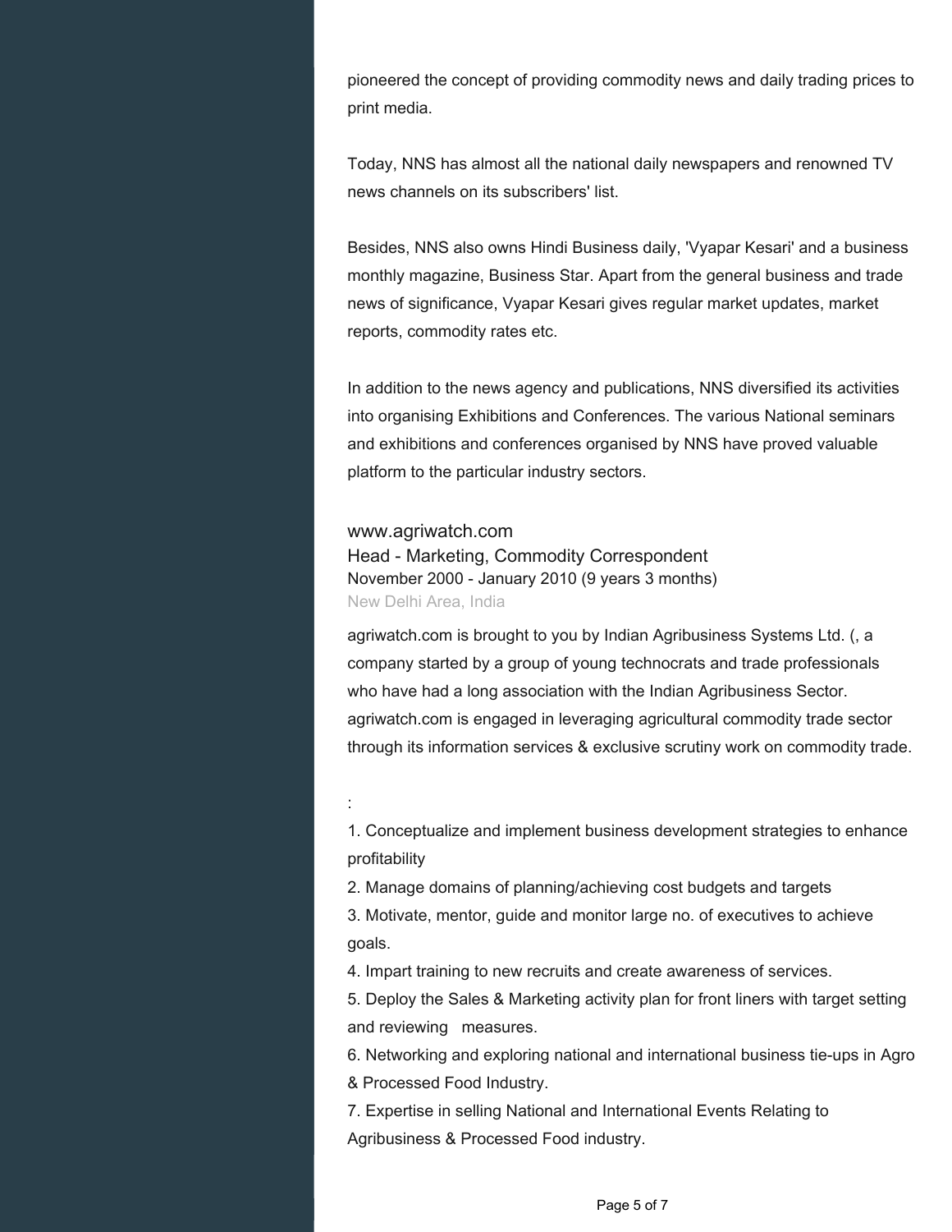pioneered the concept of providing commodity news and daily trading prices to print media.

Today, NNS has almost all the national daily newspapers and renowned TV news channels on its subscribers' list.

Besides, NNS also owns Hindi Business daily, 'Vyapar Kesari' and a business monthly magazine, Business Star. Apart from the general business and trade news of significance, Vyapar Kesari gives regular market updates, market reports, commodity rates etc.

In addition to the news agency and publications, NNS diversified its activities into organising Exhibitions and Conferences. The various National seminars and exhibitions and conferences organised by NNS have proved valuable platform to the particular industry sectors.

### www.agriwatch.com

Head - Marketing, Commodity Correspondent
November 2000 - January 2010 (9 years 3 months)
New Delhi Area, India

agriwatch.com is brought to you by Indian Agribusiness Systems Ltd. (, a company started by a group of young technocrats and trade professionals who have had a long association with the Indian Agribusiness Sector. agriwatch.com is engaged in leveraging agricultural commodity trade sector through its information services & exclusive scrutiny work on commodity trade.

:

1. Conceptualize and implement business development strategies to enhance profitability
2. Manage domains of planning/achieving cost budgets and targets
3. Motivate, mentor, guide and monitor large no. of executives to achieve goals.
4. Impart training to new recruits and create awareness of services.
5. Deploy the Sales & Marketing activity plan for front liners with target setting and reviewing measures.
6. Networking and exploring national and international business tie-ups in Agro & Processed Food Industry.
7. Expertise in selling National and International Events Relating to Agribusiness & Processed Food industry.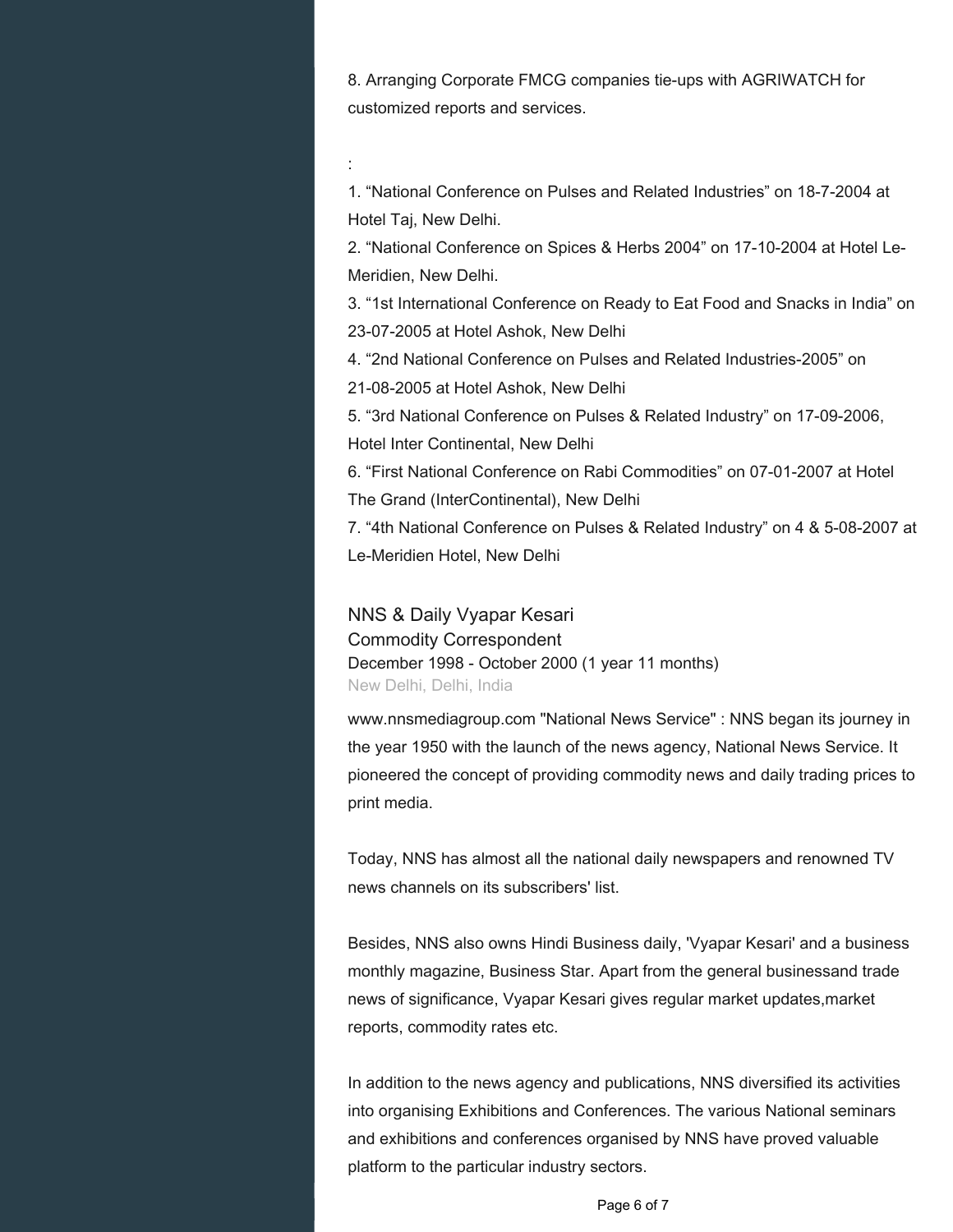8. Arranging Corporate FMCG companies tie-ups with AGRIWATCH for customized reports and services.

:

1. “National Conference on Pulses and Related Industries” on 18-7-2004 at Hotel Taj, New Delhi.
2. “National Conference on Spices & Herbs 2004” on 17-10-2004 at Hotel Le-Meridien, New Delhi.
3. “1st International Conference on Ready to Eat Food and Snacks in India” on 23-07-2005 at Hotel Ashok, New Delhi
4. “2nd National Conference on Pulses and Related Industries-2005” on 21-08-2005 at Hotel Ashok, New Delhi
5. “3rd National Conference on Pulses & Related Industry” on 17-09-2006, Hotel Inter Continental, New Delhi
6. “First National Conference on Rabi Commodities” on 07-01-2007 at Hotel The Grand (InterContinental), New Delhi
7. “4th National Conference on Pulses & Related Industry” on 4 & 5-08-2007 at Le-Meridien Hotel, New Delhi

### NNS & Daily Vyapar Kesari
Commodity Correspondent
December 1998 - October 2000 (1 year 11 months)
New Delhi, Delhi, India

www.nnsmediagroup.com "National News Service" : NNS began its journey in the year 1950 with the launch of the news agency, National News Service. It pioneered the concept of providing commodity news and daily trading prices to print media.

Today, NNS has almost all the national daily newspapers and renowned TV news channels on its subscribers' list.

Besides, NNS also owns Hindi Business daily, 'Vyapar Kesari' and a business monthly magazine, Business Star. Apart from the general businessand trade news of significance, Vyapar Kesari gives regular market updates,market reports, commodity rates etc.

In addition to the news agency and publications, NNS diversified its activities into organising Exhibitions and Conferences. The various National seminars and exhibitions and conferences organised by NNS have proved valuable platform to the particular industry sectors.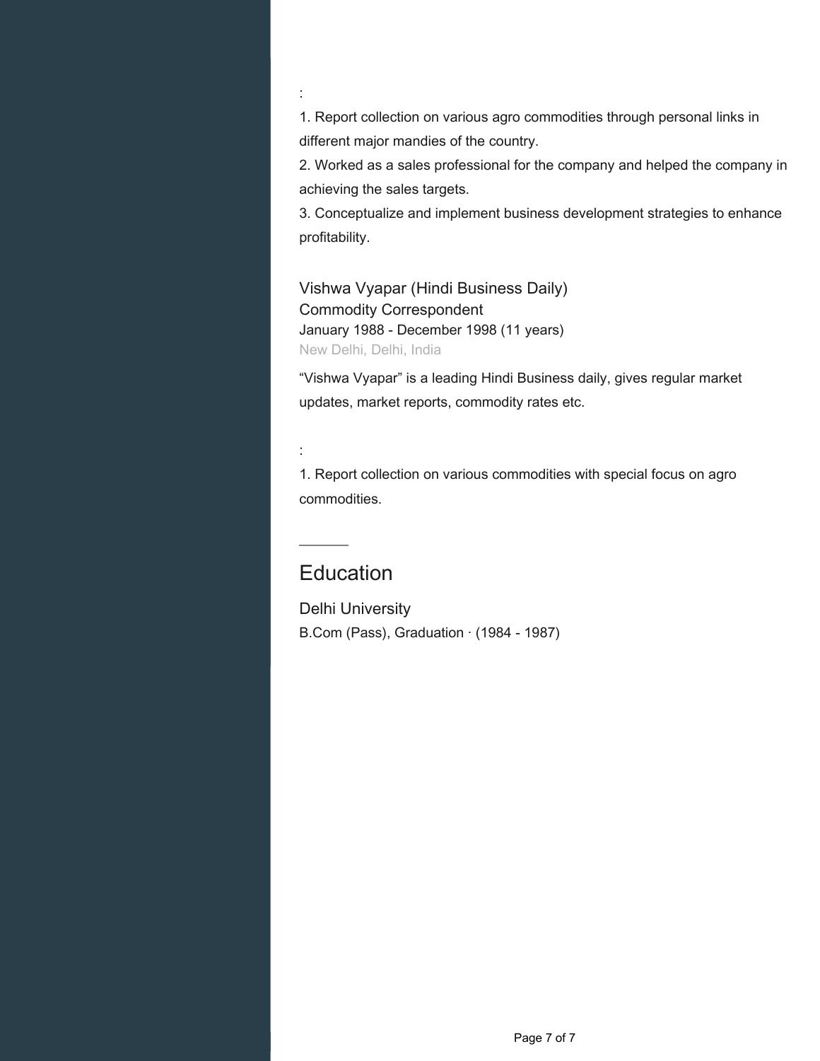:

1. Report collection on various agro commodities through personal links in different major mandies of the country.
2. Worked as a sales professional for the company and helped the company in achieving the sales targets.
3. Conceptualize and implement business development strategies to enhance profitability.

### Vishwa Vyapar (Hindi Business Daily)

Commodity Correspondent
January 1988 - December 1998 (11 years)
New Delhi, Delhi, India

“Vishwa Vyapar” is a leading Hindi Business daily, gives regular market updates, market reports, commodity rates etc.

:

1. Report collection on various commodities with special focus on agro commodities.

## Education

### Delhi University

B.Com (Pass), Graduation · (1984 - 1987)